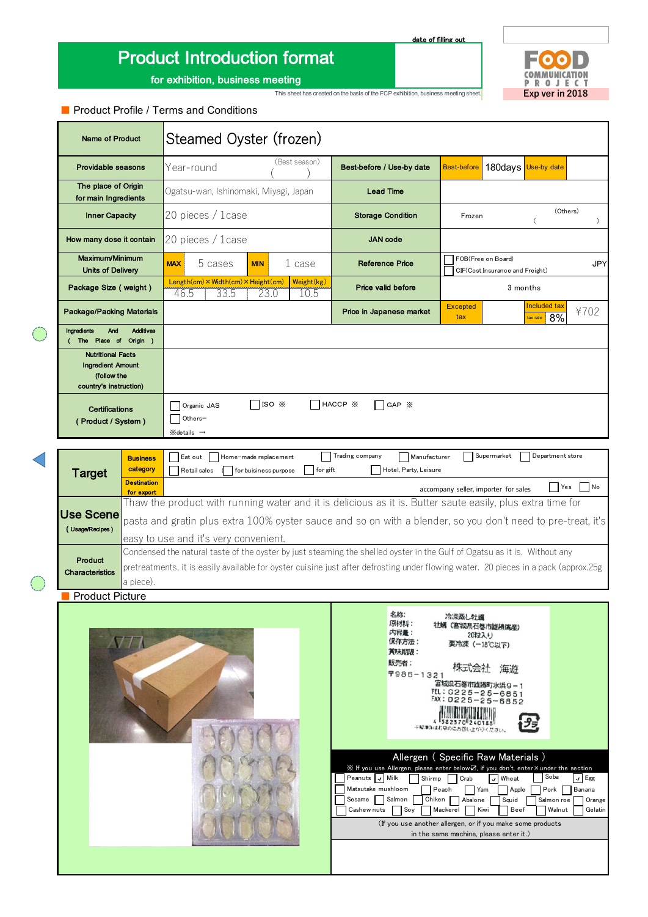# Product Introduction format

**for exhibition, business meeting**

date of filling out

This sheet has created on the basis of the FCP exhibition, business meeting sheet.

FOOD COMMUNICATION PROJECT
Exp ver in 2018

## Product Profile / Terms and Conditions

| | | | |
|---|---|---|---|
| **Name of Product** | Steamed Oyster (frozen) | | |
| **Providable seasons** | Year-round (Best season) ( ) | **Best-before / Use-by date** | Best-before 180days Use-by date |
| **The place of Origin for main Ingredients** | Ogatsu-wan, Ishinomaki, Miyagi, Japan | **Lead Time** | |
| **Inner Capacity** | 20 pieces / 1case | **Storage Condition** | Frozen (Others) ( ) |
| **How many dose it contain** | 20 pieces / 1case | **JAN code** | |
| **Maximum/Minimum Units of Delivery** | MAX 5 cases / MIN 1 case | **Reference Price** | ☐ FOB(Free on Board) ☐ CIF(Cost Insurance and Freight) JPY |
| **Package Size ( weight )** | Length(cm) × Width(cm) × Height(cm): 46.5 × 33.5 × 23.0 / Weight(kg): 10.5 | **Price valid before** | 3 months |
| **Package/Packing Materials** | | **Price in Japanese market** | Excepted tax / Included tax (tax rate 8%) ¥702 |
| **Ingredients And Additives ( The Place of Origin )** | | | |
| **Nutritional Facts Ingredient Amount (follow the country's instruction)** | | | |
| **Certifications ( Product / System )** | ☐ Organic JAS ☐ ISO ※ ☐ HACCP ※ ☐ GAP ※ ☐ Others─ ※details → | | |

| | | |
|---|---|---|
| **Target** | **Business category** | ☐ Eat out ☐ Home-made replacement ☐ Trading company ☐ Manufacturer ☐ Supermarket ☐ Department store ☐ Retail sales ☐ for buisiness purpose ☐ for gift ☐ Hotel, Party, Leisure |
| | **Destination for export** | accompany seller, importer for sales ☐ Yes ☐ No |
| **Use Scene** (Usage/Recipes) | | Thaw the product with running water and it is delicious as it is. Butter saute easily, plus extra time for pasta and gratin plus extra 100% oyster sauce and so on with a blender, so you don't need to pre-treat, it's easy to use and it's very convenient. |
| **Product Characteristics** | | Condensed the natural taste of the oyster by just steaming the shelled oyster in the Gulf of Ogatsu as it is. Without any pretreatments, it is easily available for oyster cuisine just after defrosting under flowing water. 20 pieces in a pack (approx.25g a piece). |

## Product Picture

名称: 冷凍蒸し牡蠣
原材料: 牡蠣（宮城県石巻市雄勝湾産）
内容量: 20粒入り
保存方法: 要冷凍（−18℃以下）
賞味期限:
販売者: 株式会社 海遊
〒986-1321
宮城県石巻市雄勝町水浜9−1
TEL: 0225-25-6851
FAX: 0225-25-6852

### Allergen ( Specific Raw Materials )

※ If you use Allergen, please enter below☑, if you don't, enter × under the section

| | | | | | | | |
|---|---|---|---|---|---|---|---|
| ☐ Peanuts | ☑ Milk | ☐ Shirmp | ☐ Crab | ☑ Wheat | ☐ Soba | ☑ Egg | |
| ☐ Matsutake mushloom | | ☐ Peach | ☐ Yam | ☐ Apple | ☐ Pork | ☐ Banana | |
| ☐ Sesame | ☐ Salmon | ☐ Chiken | ☐ Abalone | ☐ Squid | ☐ Salmon roe | ☐ Orange | |
| ☐ Cashew nuts | ☐ Soy | ☐ Mackerel | ☐ Kiwi | ☐ Beef | ☐ Walnut | ☐ Gelatin | |

(If you use another allergen, or if you make some products in the same machine, please enter it.)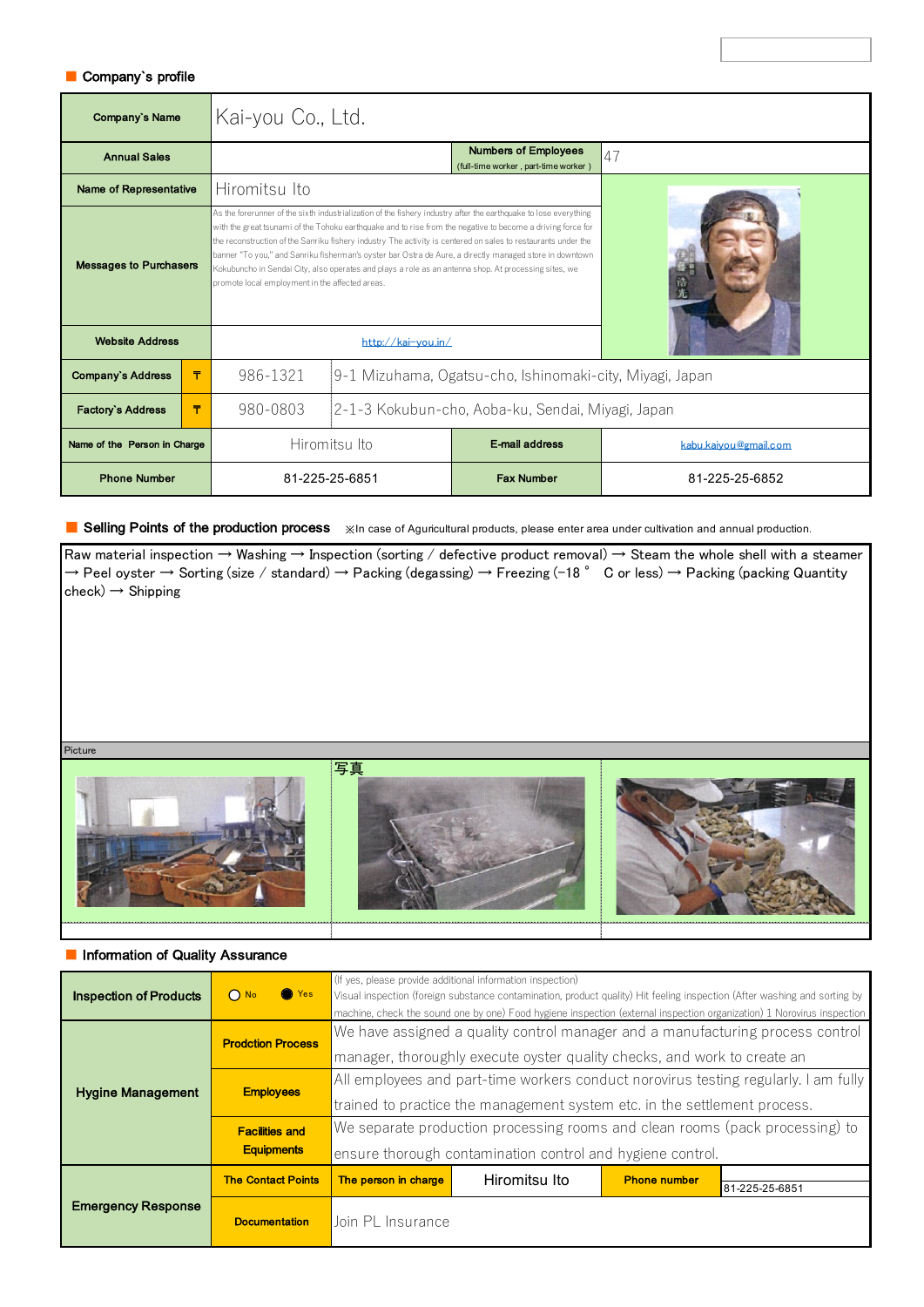## Company`s profile

| | | | |
|---|---|---|---|
| Company`s Name | Kai-you Co., Ltd. | | |
| Annual Sales | | Numbers of Employees (full-time worker , part-time worker ) | 47 |
| Name of Representative | Hiromitsu Ito | | |
| Messages to Purchasers | As the forerunner of the sixth industrialization of the fishery industry after the earthquake to lose everything with the great tsunami of the Tohoku earthquake and to rise from the negative to become a driving force for the reconstruction of the Sanriku fishery industry The activity is centered on sales to restaurants under the banner "To you," and Sanriku fisherman's oyster bar Ostra de Aure, a directly managed store in downtown Kokubuncho in Sendai City, also operates and plays a role as an antenna shop. At processing sites, we promote local employment in the affected areas. | | |
| Website Address | http://kai-you.in/ | | |
| Company`s Address 〒 | 986-1321 | 9-1 Mizuhama, Ogatsu-cho, Ishinomaki-city, Miyagi, Japan | |
| Factory`s Address 〒 | 980-0803 | 2-1-3 Kokubun-cho, Aoba-ku, Sendai, Miyagi, Japan | |
| Name of the Person in Charge | Hiromitsu Ito | E-mail address | kabu.kaiyou@gmail.com |
| Phone Number | 81-225-25-6851 | Fax Number | 81-225-25-6852 |

## Selling Points of the production process

※In case of Aguricultural products, please enter area under cultivation and annual production.

Raw material inspection → Washing → Inspection (sorting / defective product removal) → Steam the whole shell with a steamer → Peel oyster → Sorting (size / standard) → Packing (degassing) → Freezing (-18 ° C or less) → Packing (packing Quantity check) → Shipping

Picture

写真

## Information of Quality Assurance

| | | | | |
|---|---|---|---|---|
| Inspection of Products | ○ No ● Yes | (If yes, please provide additional information inspection) Visual inspection (foreign substance contamination, product quality) Hit feeling inspection (After washing and sorting by machine, check the sound one by one) Food hygiene inspection (external inspection organization) 1 Norovirus inspection | | |
| Hygine Management | Prodction Process | We have assigned a quality control manager and a manufacturing process control manager, thoroughly execute oyster quality checks, and work to create an | | |
| | Employees | All employees and part-time workers conduct norovirus testing regularly. I am fully trained to practice the management system etc. in the settlement process. | | |
| | Facilities and Equipments | We separate production processing rooms and clean rooms (pack processing) to ensure thorough contamination control and hygiene control. | | |
| Emergency Response | The Contact Points | The person in charge | Hiromitsu Ito | Phone number: 81-225-25-6851 |
| | Documentation | Join PL Insurance | | |